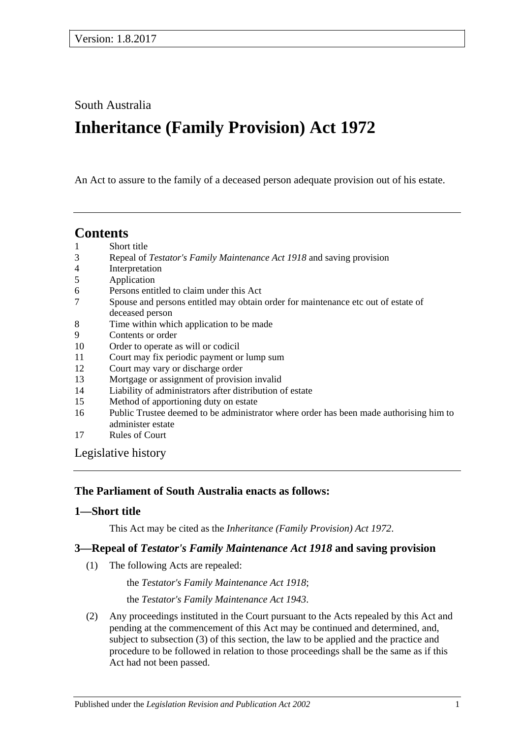Version: 1.8.2017

South Australia

# Inheritance (Family Provision) Act 1972

An Act to assure to the family of a deceased person adequate provision out of his estate.

## Contents

1 Short title
3 Repeal of *Testator's Family Maintenance Act 1918* and saving provision
4 Interpretation
5 Application
6 Persons entitled to claim under this Act
7 Spouse and persons entitled may obtain order for maintenance etc out of estate of deceased person
8 Time within which application to be made
9 Contents or order
10 Order to operate as will or codicil
11 Court may fix periodic payment or lump sum
12 Court may vary or discharge order
13 Mortgage or assignment of provision invalid
14 Liability of administrators after distribution of estate
15 Method of apportioning duty on estate
16 Public Trustee deemed to be administrator where order has been made authorising him to administer estate
17 Rules of Court

Legislative history

### The Parliament of South Australia enacts as follows:

### 1—Short title

This Act may be cited as the *Inheritance (Family Provision) Act 1972*.

### 3—Repeal of *Testator's Family Maintenance Act 1918* and saving provision

(1) The following Acts are repealed:

the *Testator's Family Maintenance Act 1918*;

the *Testator's Family Maintenance Act 1943*.

(2) Any proceedings instituted in the Court pursuant to the Acts repealed by this Act and pending at the commencement of this Act may be continued and determined, and, subject to subsection (3) of this section, the law to be applied and the practice and procedure to be followed in relation to those proceedings shall be the same as if this Act had not been passed.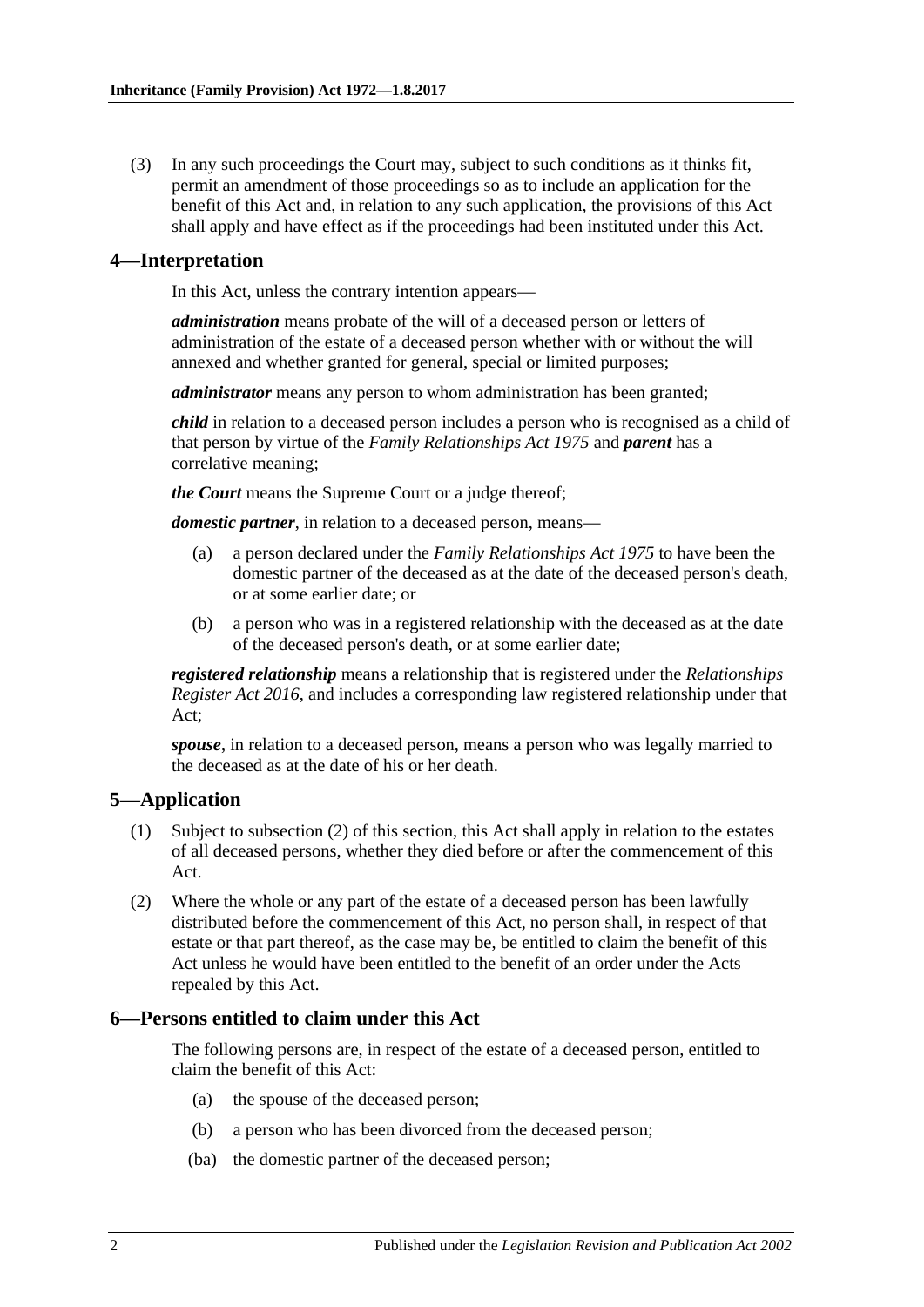(3) In any such proceedings the Court may, subject to such conditions as it thinks fit, permit an amendment of those proceedings so as to include an application for the benefit of this Act and, in relation to any such application, the provisions of this Act shall apply and have effect as if the proceedings had been instituted under this Act.

## 4—Interpretation

In this Act, unless the contrary intention appears—

***administration*** means probate of the will of a deceased person or letters of administration of the estate of a deceased person whether with or without the will annexed and whether granted for general, special or limited purposes;

***administrator*** means any person to whom administration has been granted;

***child*** in relation to a deceased person includes a person who is recognised as a child of that person by virtue of the *Family Relationships Act 1975* and ***parent*** has a correlative meaning;

***the Court*** means the Supreme Court or a judge thereof;

***domestic partner***, in relation to a deceased person, means—

(a) a person declared under the *Family Relationships Act 1975* to have been the domestic partner of the deceased as at the date of the deceased person's death, or at some earlier date; or

(b) a person who was in a registered relationship with the deceased as at the date of the deceased person's death, or at some earlier date;

***registered relationship*** means a relationship that is registered under the *Relationships Register Act 2016*, and includes a corresponding law registered relationship under that Act;

***spouse***, in relation to a deceased person, means a person who was legally married to the deceased as at the date of his or her death.

## 5—Application

(1) Subject to subsection (2) of this section, this Act shall apply in relation to the estates of all deceased persons, whether they died before or after the commencement of this Act.

(2) Where the whole or any part of the estate of a deceased person has been lawfully distributed before the commencement of this Act, no person shall, in respect of that estate or that part thereof, as the case may be, be entitled to claim the benefit of this Act unless he would have been entitled to the benefit of an order under the Acts repealed by this Act.

## 6—Persons entitled to claim under this Act

The following persons are, in respect of the estate of a deceased person, entitled to claim the benefit of this Act:

(a) the spouse of the deceased person;

(b) a person who has been divorced from the deceased person;

(ba) the domestic partner of the deceased person;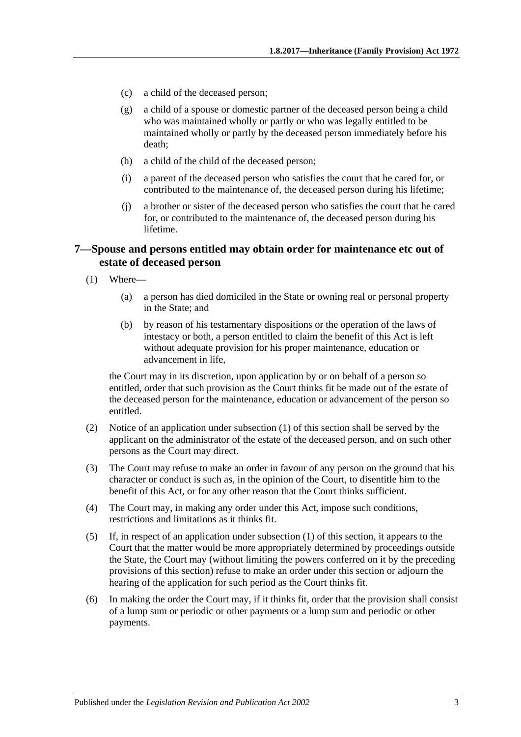(c) a child of the deceased person;

(g) a child of a spouse or domestic partner of the deceased person being a child who was maintained wholly or partly or who was legally entitled to be maintained wholly or partly by the deceased person immediately before his death;

(h) a child of the child of the deceased person;

(i) a parent of the deceased person who satisfies the court that he cared for, or contributed to the maintenance of, the deceased person during his lifetime;

(j) a brother or sister of the deceased person who satisfies the court that he cared for, or contributed to the maintenance of, the deceased person during his lifetime.

## 7—Spouse and persons entitled may obtain order for maintenance etc out of estate of deceased person

(1) Where—

(a) a person has died domiciled in the State or owning real or personal property in the State; and

(b) by reason of his testamentary dispositions or the operation of the laws of intestacy or both, a person entitled to claim the benefit of this Act is left without adequate provision for his proper maintenance, education or advancement in life,

the Court may in its discretion, upon application by or on behalf of a person so entitled, order that such provision as the Court thinks fit be made out of the estate of the deceased person for the maintenance, education or advancement of the person so entitled.

(2) Notice of an application under subsection (1) of this section shall be served by the applicant on the administrator of the estate of the deceased person, and on such other persons as the Court may direct.

(3) The Court may refuse to make an order in favour of any person on the ground that his character or conduct is such as, in the opinion of the Court, to disentitle him to the benefit of this Act, or for any other reason that the Court thinks sufficient.

(4) The Court may, in making any order under this Act, impose such conditions, restrictions and limitations as it thinks fit.

(5) If, in respect of an application under subsection (1) of this section, it appears to the Court that the matter would be more appropriately determined by proceedings outside the State, the Court may (without limiting the powers conferred on it by the preceding provisions of this section) refuse to make an order under this section or adjourn the hearing of the application for such period as the Court thinks fit.

(6) In making the order the Court may, if it thinks fit, order that the provision shall consist of a lump sum or periodic or other payments or a lump sum and periodic or other payments.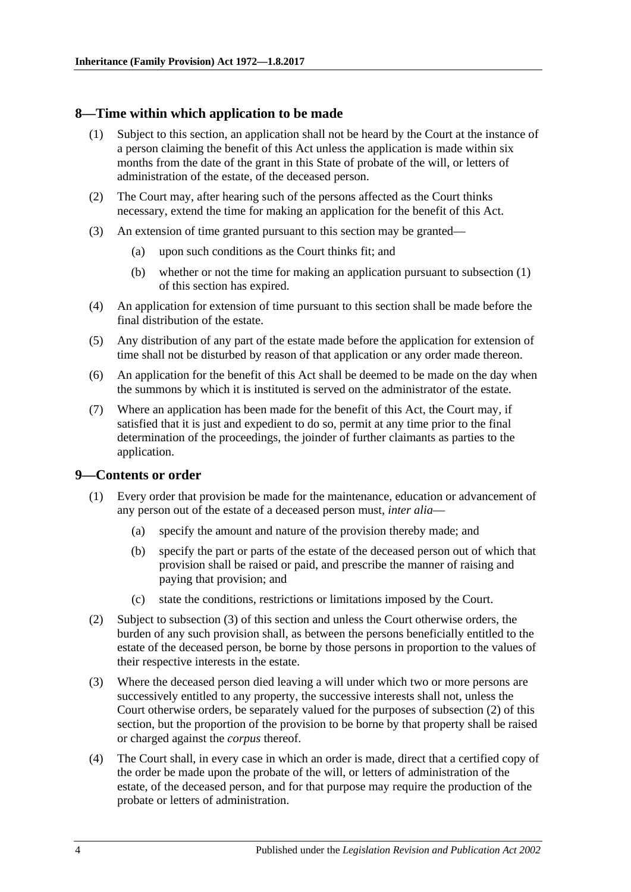## 8—Time within which application to be made

(1) Subject to this section, an application shall not be heard by the Court at the instance of a person claiming the benefit of this Act unless the application is made within six months from the date of the grant in this State of probate of the will, or letters of administration of the estate, of the deceased person.

(2) The Court may, after hearing such of the persons affected as the Court thinks necessary, extend the time for making an application for the benefit of this Act.

(3) An extension of time granted pursuant to this section may be granted—

  (a) upon such conditions as the Court thinks fit; and

  (b) whether or not the time for making an application pursuant to subsection (1) of this section has expired.

(4) An application for extension of time pursuant to this section shall be made before the final distribution of the estate.

(5) Any distribution of any part of the estate made before the application for extension of time shall not be disturbed by reason of that application or any order made thereon.

(6) An application for the benefit of this Act shall be deemed to be made on the day when the summons by which it is instituted is served on the administrator of the estate.

(7) Where an application has been made for the benefit of this Act, the Court may, if satisfied that it is just and expedient to do so, permit at any time prior to the final determination of the proceedings, the joinder of further claimants as parties to the application.

## 9—Contents or order

(1) Every order that provision be made for the maintenance, education or advancement of any person out of the estate of a deceased person must, *inter alia*—

  (a) specify the amount and nature of the provision thereby made; and

  (b) specify the part or parts of the estate of the deceased person out of which that provision shall be raised or paid, and prescribe the manner of raising and paying that provision; and

  (c) state the conditions, restrictions or limitations imposed by the Court.

(2) Subject to subsection (3) of this section and unless the Court otherwise orders, the burden of any such provision shall, as between the persons beneficially entitled to the estate of the deceased person, be borne by those persons in proportion to the values of their respective interests in the estate.

(3) Where the deceased person died leaving a will under which two or more persons are successively entitled to any property, the successive interests shall not, unless the Court otherwise orders, be separately valued for the purposes of subsection (2) of this section, but the proportion of the provision to be borne by that property shall be raised or charged against the *corpus* thereof.

(4) The Court shall, in every case in which an order is made, direct that a certified copy of the order be made upon the probate of the will, or letters of administration of the estate, of the deceased person, and for that purpose may require the production of the probate or letters of administration.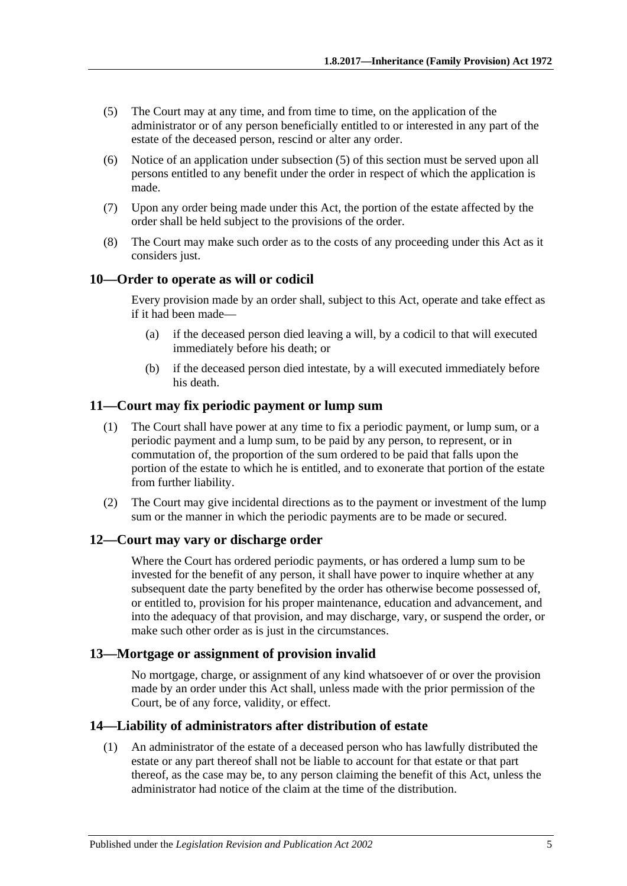(5) The Court may at any time, and from time to time, on the application of the administrator or of any person beneficially entitled to or interested in any part of the estate of the deceased person, rescind or alter any order.

(6) Notice of an application under subsection (5) of this section must be served upon all persons entitled to any benefit under the order in respect of which the application is made.

(7) Upon any order being made under this Act, the portion of the estate affected by the order shall be held subject to the provisions of the order.

(8) The Court may make such order as to the costs of any proceeding under this Act as it considers just.

### 10—Order to operate as will or codicil

Every provision made by an order shall, subject to this Act, operate and take effect as if it had been made—

(a) if the deceased person died leaving a will, by a codicil to that will executed immediately before his death; or

(b) if the deceased person died intestate, by a will executed immediately before his death.

### 11—Court may fix periodic payment or lump sum

(1) The Court shall have power at any time to fix a periodic payment, or lump sum, or a periodic payment and a lump sum, to be paid by any person, to represent, or in commutation of, the proportion of the sum ordered to be paid that falls upon the portion of the estate to which he is entitled, and to exonerate that portion of the estate from further liability.

(2) The Court may give incidental directions as to the payment or investment of the lump sum or the manner in which the periodic payments are to be made or secured.

### 12—Court may vary or discharge order

Where the Court has ordered periodic payments, or has ordered a lump sum to be invested for the benefit of any person, it shall have power to inquire whether at any subsequent date the party benefited by the order has otherwise become possessed of, or entitled to, provision for his proper maintenance, education and advancement, and into the adequacy of that provision, and may discharge, vary, or suspend the order, or make such other order as is just in the circumstances.

### 13—Mortgage or assignment of provision invalid

No mortgage, charge, or assignment of any kind whatsoever of or over the provision made by an order under this Act shall, unless made with the prior permission of the Court, be of any force, validity, or effect.

### 14—Liability of administrators after distribution of estate

(1) An administrator of the estate of a deceased person who has lawfully distributed the estate or any part thereof shall not be liable to account for that estate or that part thereof, as the case may be, to any person claiming the benefit of this Act, unless the administrator had notice of the claim at the time of the distribution.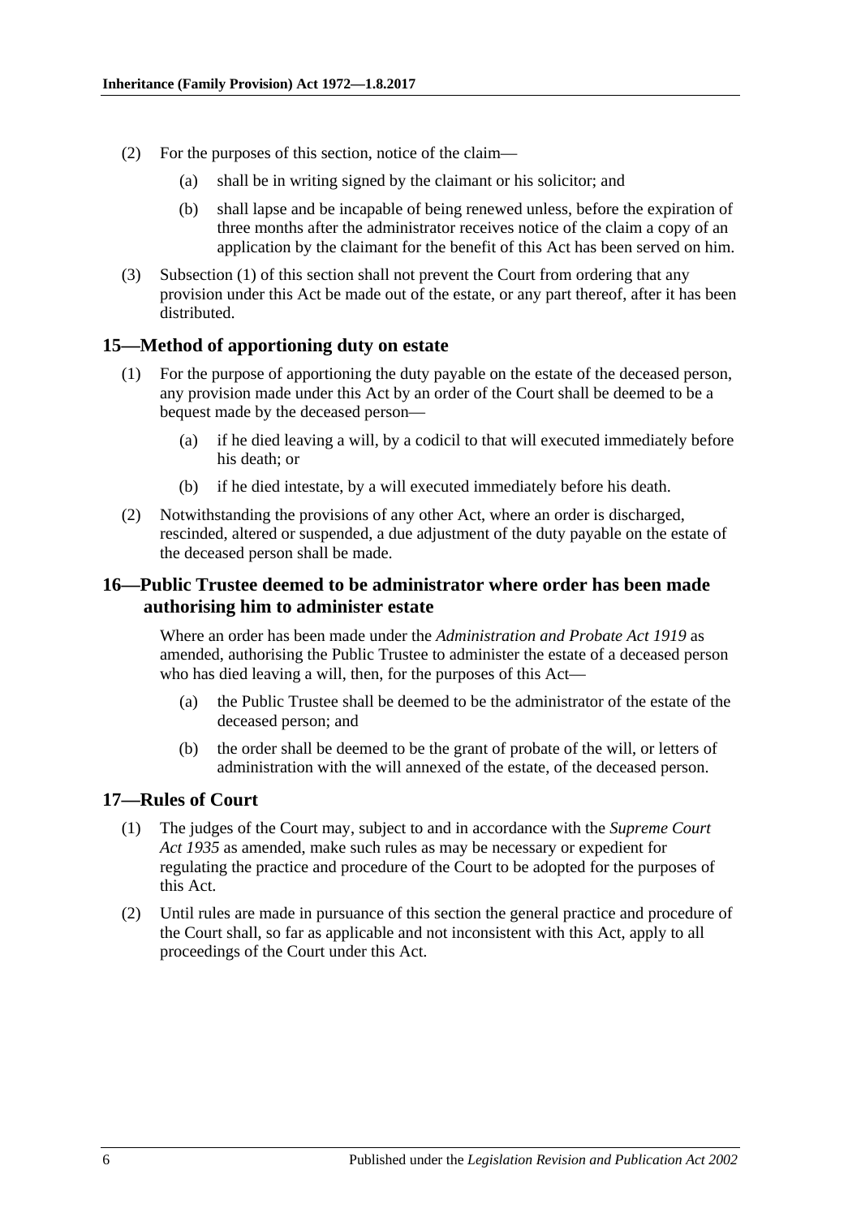(2) For the purposes of this section, notice of the claim—

(a) shall be in writing signed by the claimant or his solicitor; and

(b) shall lapse and be incapable of being renewed unless, before the expiration of three months after the administrator receives notice of the claim a copy of an application by the claimant for the benefit of this Act has been served on him.

(3) Subsection (1) of this section shall not prevent the Court from ordering that any provision under this Act be made out of the estate, or any part thereof, after it has been distributed.

## 15—Method of apportioning duty on estate

(1) For the purpose of apportioning the duty payable on the estate of the deceased person, any provision made under this Act by an order of the Court shall be deemed to be a bequest made by the deceased person—

(a) if he died leaving a will, by a codicil to that will executed immediately before his death; or

(b) if he died intestate, by a will executed immediately before his death.

(2) Notwithstanding the provisions of any other Act, where an order is discharged, rescinded, altered or suspended, a due adjustment of the duty payable on the estate of the deceased person shall be made.

## 16—Public Trustee deemed to be administrator where order has been made authorising him to administer estate

Where an order has been made under the *Administration and Probate Act 1919* as amended, authorising the Public Trustee to administer the estate of a deceased person who has died leaving a will, then, for the purposes of this Act—

(a) the Public Trustee shall be deemed to be the administrator of the estate of the deceased person; and

(b) the order shall be deemed to be the grant of probate of the will, or letters of administration with the will annexed of the estate, of the deceased person.

## 17—Rules of Court

(1) The judges of the Court may, subject to and in accordance with the *Supreme Court Act 1935* as amended, make such rules as may be necessary or expedient for regulating the practice and procedure of the Court to be adopted for the purposes of this Act.

(2) Until rules are made in pursuance of this section the general practice and procedure of the Court shall, so far as applicable and not inconsistent with this Act, apply to all proceedings of the Court under this Act.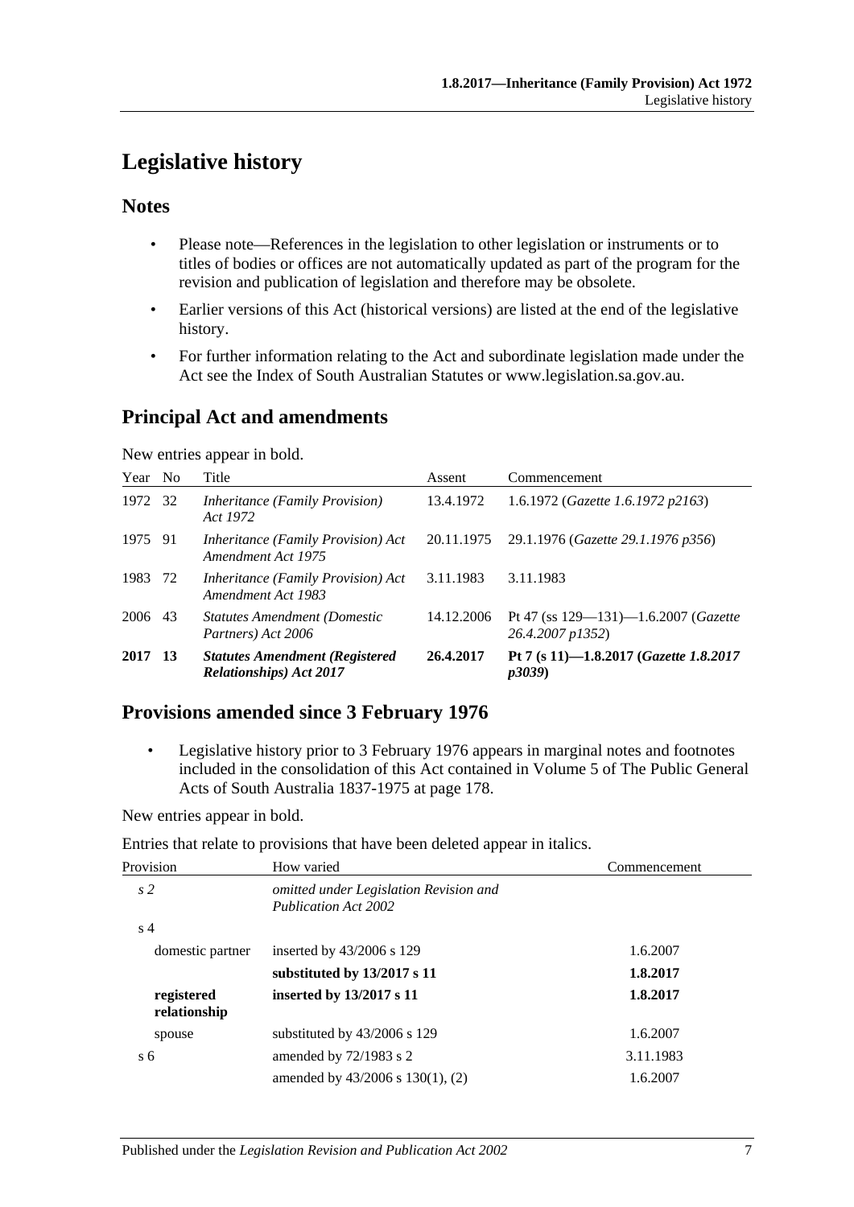# Legislative history

## Notes

- Please note—References in the legislation to other legislation or instruments or to titles of bodies or offices are not automatically updated as part of the program for the revision and publication of legislation and therefore may be obsolete.
- Earlier versions of this Act (historical versions) are listed at the end of the legislative history.
- For further information relating to the Act and subordinate legislation made under the Act see the Index of South Australian Statutes or www.legislation.sa.gov.au.

## Principal Act and amendments

New entries appear in bold.

| Year | No | Title | Assent | Commencement |
|---|---|---|---|---|
| 1972 | 32 | *Inheritance (Family Provision) Act 1972* | 13.4.1972 | 1.6.1972 (*Gazette 1.6.1972 p2163*) |
| 1975 | 91 | *Inheritance (Family Provision) Act Amendment Act 1975* | 20.11.1975 | 29.1.1976 (*Gazette 29.1.1976 p356*) |
| 1983 | 72 | *Inheritance (Family Provision) Act Amendment Act 1983* | 3.11.1983 | 3.11.1983 |
| 2006 | 43 | *Statutes Amendment (Domestic Partners) Act 2006* | 14.12.2006 | Pt 47 (ss 129—131)—1.6.2007 (*Gazette 26.4.2007 p1352*) |
| **2017** | **13** | ***Statutes Amendment (Registered Relationships) Act 2017*** | **26.4.2017** | **Pt 7 (s 11)—1.8.2017 (*Gazette 1.8.2017 p3039*)** |

## Provisions amended since 3 February 1976

- Legislative history prior to 3 February 1976 appears in marginal notes and footnotes included in the consolidation of this Act contained in Volume 5 of The Public General Acts of South Australia 1837-1975 at page 178.

New entries appear in bold.

Entries that relate to provisions that have been deleted appear in italics.

| Provision | How varied | Commencement |
|---|---|---|
| *s 2* | *omitted under Legislation Revision and Publication Act 2002* | |
| s 4 | | |
| domestic partner | inserted by 43/2006 s 129 | 1.6.2007 |
| | **substituted by 13/2017 s 11** | **1.8.2017** |
| **registered relationship** | **inserted by 13/2017 s 11** | **1.8.2017** |
| spouse | substituted by 43/2006 s 129 | 1.6.2007 |
| s 6 | amended by 72/1983 s 2 | 3.11.1983 |
| | amended by 43/2006 s 130(1), (2) | 1.6.2007 |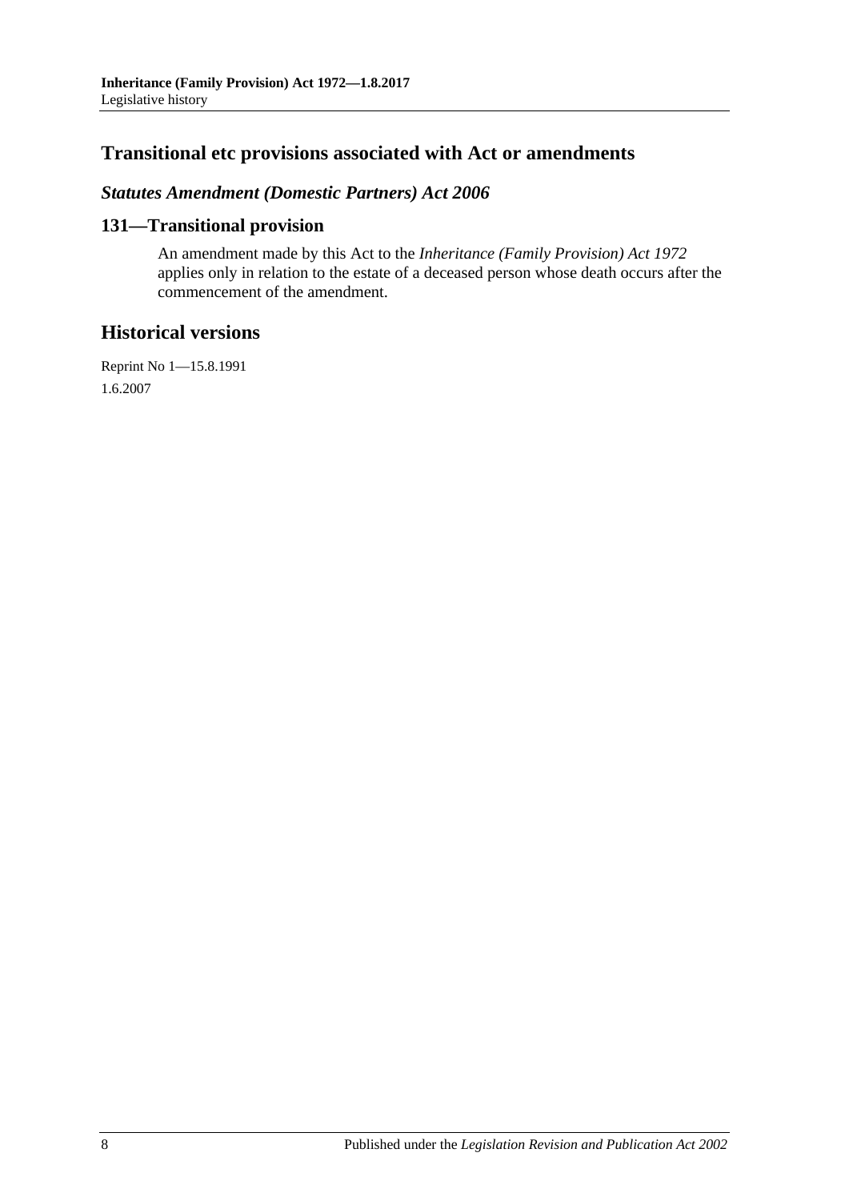## Transitional etc provisions associated with Act or amendments

### *Statutes Amendment (Domestic Partners) Act 2006*

### 131—Transitional provision

An amendment made by this Act to the *Inheritance (Family Provision) Act 1972* applies only in relation to the estate of a deceased person whose death occurs after the commencement of the amendment.

## Historical versions

Reprint No 1—15.8.1991

1.6.2007